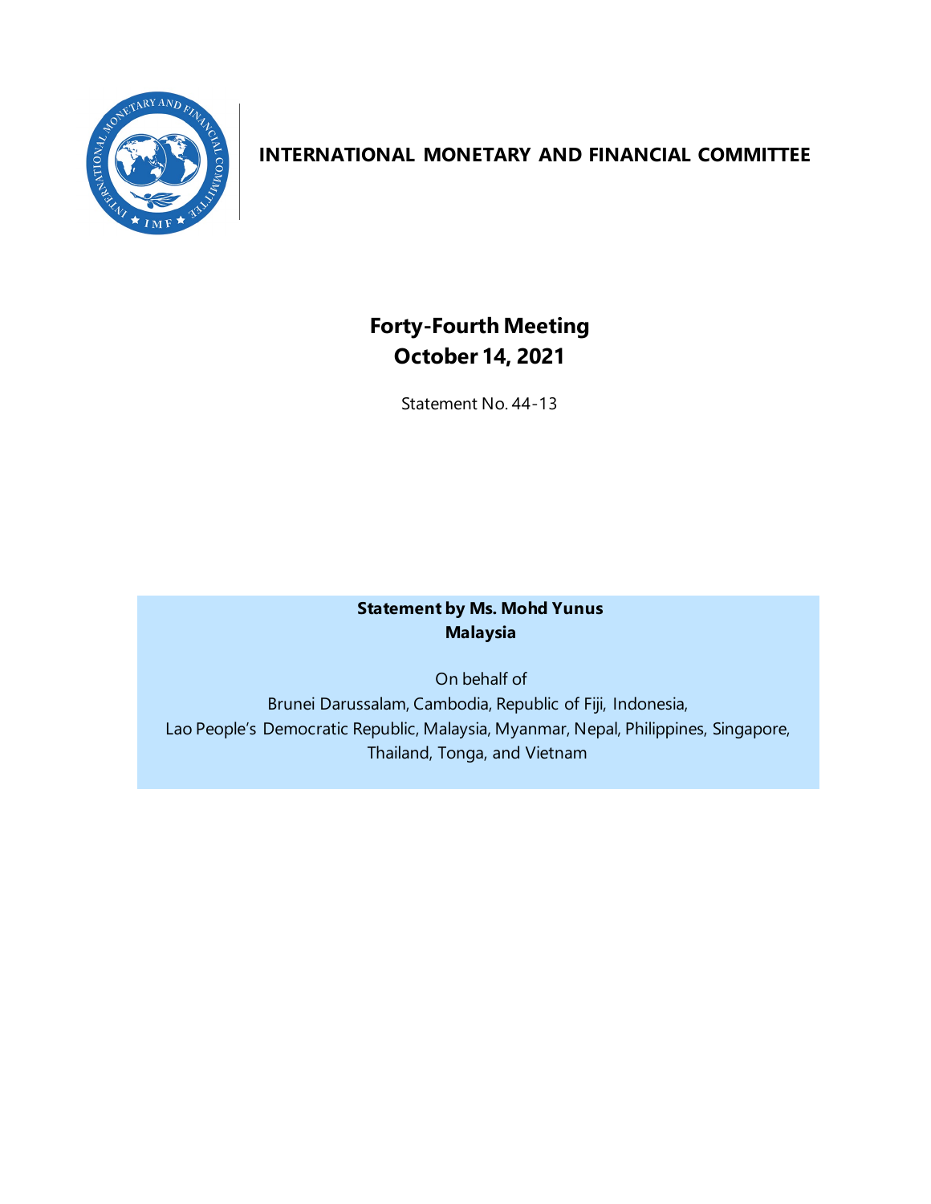# INTERNATIONAL MONETARY AND FINANCIAL COMMITTEE

## Forty-Fourth Meeting
## October 14, 2021

Statement No. 44-13

**Statement by Ms. Mohd Yunus**
**Malaysia**

On behalf of
Brunei Darussalam, Cambodia, Republic of Fiji, Indonesia,
Lao People's Democratic Republic, Malaysia, Myanmar, Nepal, Philippines, Singapore,
Thailand, Tonga, and Vietnam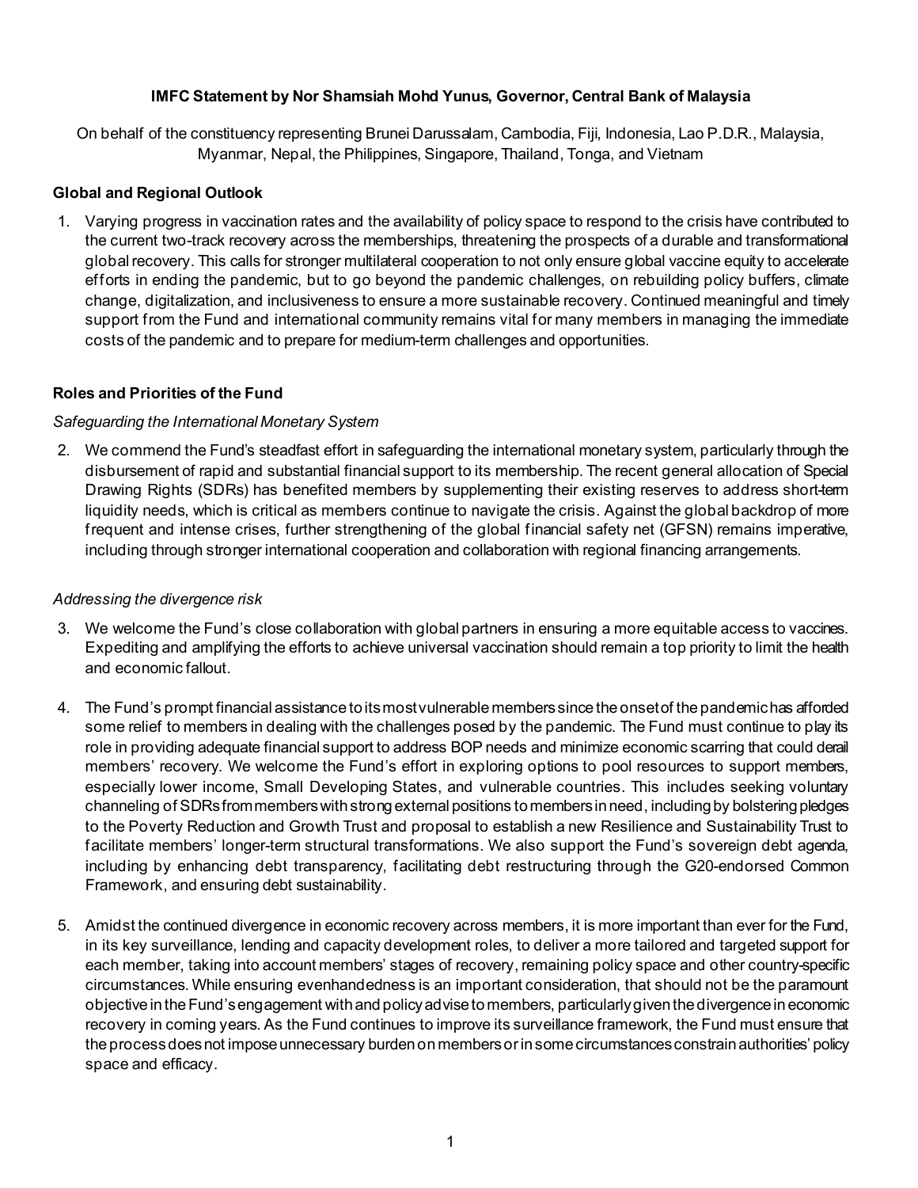**IMFC Statement by Nor Shamsiah Mohd Yunus, Governor, Central Bank of Malaysia**

On behalf of the constituency representing Brunei Darussalam, Cambodia, Fiji, Indonesia, Lao P.D.R., Malaysia, Myanmar, Nepal, the Philippines, Singapore, Thailand, Tonga, and Vietnam

### Global and Regional Outlook

1. Varying progress in vaccination rates and the availability of policy space to respond to the crisis have contributed to the current two-track recovery across the memberships, threatening the prospects of a durable and transformational global recovery. This calls for stronger multilateral cooperation to not only ensure global vaccine equity to accelerate efforts in ending the pandemic, but to go beyond the pandemic challenges, on rebuilding policy buffers, climate change, digitalization, and inclusiveness to ensure a more sustainable recovery. Continued meaningful and timely support from the Fund and international community remains vital for many members in managing the immediate costs of the pandemic and to prepare for medium-term challenges and opportunities.

### Roles and Priorities of the Fund

*Safeguarding the International Monetary System*

2. We commend the Fund's steadfast effort in safeguarding the international monetary system, particularly through the disbursement of rapid and substantial financial support to its membership. The recent general allocation of Special Drawing Rights (SDRs) has benefited members by supplementing their existing reserves to address short-term liquidity needs, which is critical as members continue to navigate the crisis. Against the global backdrop of more frequent and intense crises, further strengthening of the global financial safety net (GFSN) remains imperative, including through stronger international cooperation and collaboration with regional financing arrangements.

*Addressing the divergence risk*

3. We welcome the Fund's close collaboration with global partners in ensuring a more equitable access to vaccines. Expediting and amplifying the efforts to achieve universal vaccination should remain a top priority to limit the health and economic fallout.

4. The Fund's prompt financial assistance to its most vulnerable members since the onset of the pandemic has afforded some relief to members in dealing with the challenges posed by the pandemic. The Fund must continue to play its role in providing adequate financial support to address BOP needs and minimize economic scarring that could derail members' recovery. We welcome the Fund's effort in exploring options to pool resources to support members, especially lower income, Small Developing States, and vulnerable countries. This includes seeking voluntary channeling of SDRs from members with strong external positions to members in need, including by bolstering pledges to the Poverty Reduction and Growth Trust and proposal to establish a new Resilience and Sustainability Trust to facilitate members' longer-term structural transformations. We also support the Fund's sovereign debt agenda, including by enhancing debt transparency, facilitating debt restructuring through the G20-endorsed Common Framework, and ensuring debt sustainability.

5. Amidst the continued divergence in economic recovery across members, it is more important than ever for the Fund, in its key surveillance, lending and capacity development roles, to deliver a more tailored and targeted support for each member, taking into account members' stages of recovery, remaining policy space and other country-specific circumstances. While ensuring evenhandedness is an important consideration, that should not be the paramount objective in the Fund's engagement with and policy advise to members, particularly given the divergence in economic recovery in coming years. As the Fund continues to improve its surveillance framework, the Fund must ensure that the process does not impose unnecessary burden on members or in some circumstances constrain authorities' policy space and efficacy.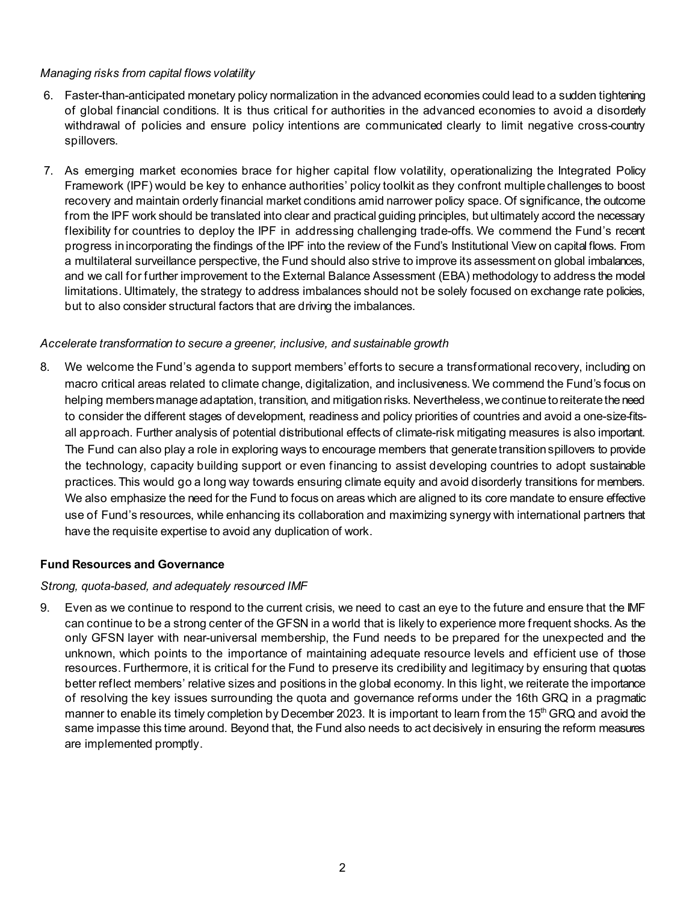*Managing risks from capital flows volatility*

6. Faster-than-anticipated monetary policy normalization in the advanced economies could lead to a sudden tightening of global financial conditions. It is thus critical for authorities in the advanced economies to avoid a disorderly withdrawal of policies and ensure policy intentions are communicated clearly to limit negative cross-country spillovers.

7. As emerging market economies brace for higher capital flow volatility, operationalizing the Integrated Policy Framework (IPF) would be key to enhance authorities' policy toolkit as they confront multiple challenges to boost recovery and maintain orderly financial market conditions amid narrower policy space. Of significance, the outcome from the IPF work should be translated into clear and practical guiding principles, but ultimately accord the necessary flexibility for countries to deploy the IPF in addressing challenging trade-offs. We commend the Fund's recent progress in incorporating the findings of the IPF into the review of the Fund's Institutional View on capital flows. From a multilateral surveillance perspective, the Fund should also strive to improve its assessment on global imbalances, and we call for further improvement to the External Balance Assessment (EBA) methodology to address the model limitations. Ultimately, the strategy to address imbalances should not be solely focused on exchange rate policies, but to also consider structural factors that are driving the imbalances.

*Accelerate transformation to secure a greener, inclusive, and sustainable growth*

8. We welcome the Fund's agenda to support members' efforts to secure a transformational recovery, including on macro critical areas related to climate change, digitalization, and inclusiveness. We commend the Fund's focus on helping members manage adaptation, transition, and mitigation risks. Nevertheless, we continue to reiterate the need to consider the different stages of development, readiness and policy priorities of countries and avoid a one-size-fits-all approach. Further analysis of potential distributional effects of climate-risk mitigating measures is also important. The Fund can also play a role in exploring ways to encourage members that generate transition spillovers to provide the technology, capacity building support or even financing to assist developing countries to adopt sustainable practices. This would go a long way towards ensuring climate equity and avoid disorderly transitions for members. We also emphasize the need for the Fund to focus on areas which are aligned to its core mandate to ensure effective use of Fund's resources, while enhancing its collaboration and maximizing synergy with international partners that have the requisite expertise to avoid any duplication of work.

**Fund Resources and Governance**

*Strong, quota-based, and adequately resourced IMF*

9. Even as we continue to respond to the current crisis, we need to cast an eye to the future and ensure that the IMF can continue to be a strong center of the GFSN in a world that is likely to experience more frequent shocks. As the only GFSN layer with near-universal membership, the Fund needs to be prepared for the unexpected and the unknown, which points to the importance of maintaining adequate resource levels and efficient use of those resources. Furthermore, it is critical for the Fund to preserve its credibility and legitimacy by ensuring that quotas better reflect members' relative sizes and positions in the global economy. In this light, we reiterate the importance of resolving the key issues surrounding the quota and governance reforms under the 16th GRQ in a pragmatic manner to enable its timely completion by December 2023. It is important to learn from the 15th GRQ and avoid the same impasse this time around. Beyond that, the Fund also needs to act decisively in ensuring the reform measures are implemented promptly.